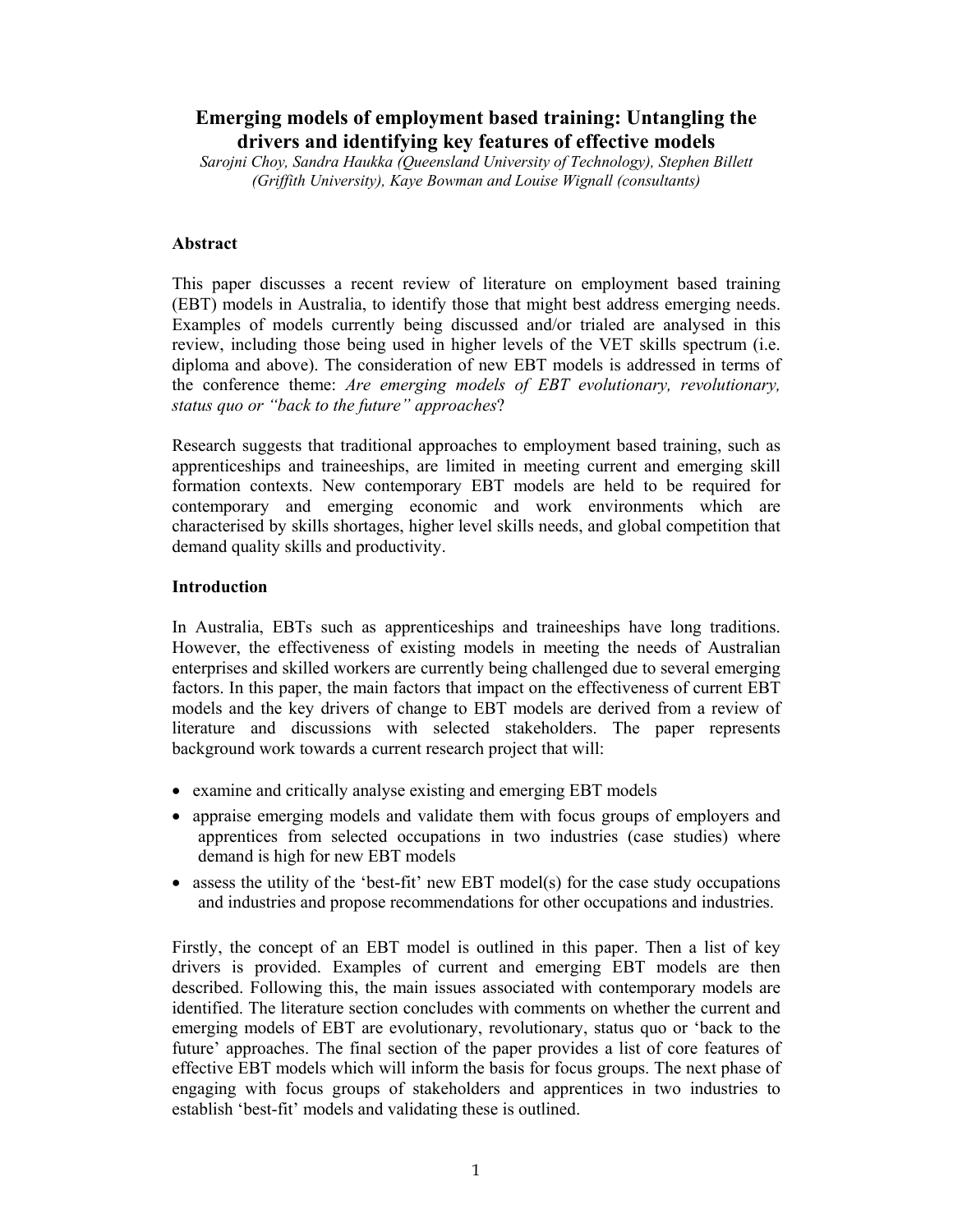# Emerging models of employment based training: Untangling the drivers and identifying key features of effective models

*Sarojni Choy, Sandra Haukka (Queensland University of Technology), Stephen Billett (Griffith University), Kaye Bowman and Louise Wignall (consultants)*

## Abstract

This paper discusses a recent review of literature on employment based training (EBT) models in Australia, to identify those that might best address emerging needs. Examples of models currently being discussed and/or trialed are analysed in this review, including those being used in higher levels of the VET skills spectrum (i.e. diploma and above). The consideration of new EBT models is addressed in terms of the conference theme: *Are emerging models of EBT evolutionary, revolutionary, status quo or "back to the future" approaches*?

Research suggests that traditional approaches to employment based training, such as apprenticeships and traineeships, are limited in meeting current and emerging skill formation contexts. New contemporary EBT models are held to be required for contemporary and emerging economic and work environments which are characterised by skills shortages, higher level skills needs, and global competition that demand quality skills and productivity.

## Introduction

In Australia, EBTs such as apprenticeships and traineeships have long traditions. However, the effectiveness of existing models in meeting the needs of Australian enterprises and skilled workers are currently being challenged due to several emerging factors. In this paper, the main factors that impact on the effectiveness of current EBT models and the key drivers of change to EBT models are derived from a review of literature and discussions with selected stakeholders. The paper represents background work towards a current research project that will:

- examine and critically analyse existing and emerging EBT models
- appraise emerging models and validate them with focus groups of employers and apprentices from selected occupations in two industries (case studies) where demand is high for new EBT models
- assess the utility of the 'best-fit' new EBT model(s) for the case study occupations and industries and propose recommendations for other occupations and industries.

Firstly, the concept of an EBT model is outlined in this paper. Then a list of key drivers is provided. Examples of current and emerging EBT models are then described. Following this, the main issues associated with contemporary models are identified. The literature section concludes with comments on whether the current and emerging models of EBT are evolutionary, revolutionary, status quo or 'back to the future' approaches. The final section of the paper provides a list of core features of effective EBT models which will inform the basis for focus groups. The next phase of engaging with focus groups of stakeholders and apprentices in two industries to establish 'best-fit' models and validating these is outlined.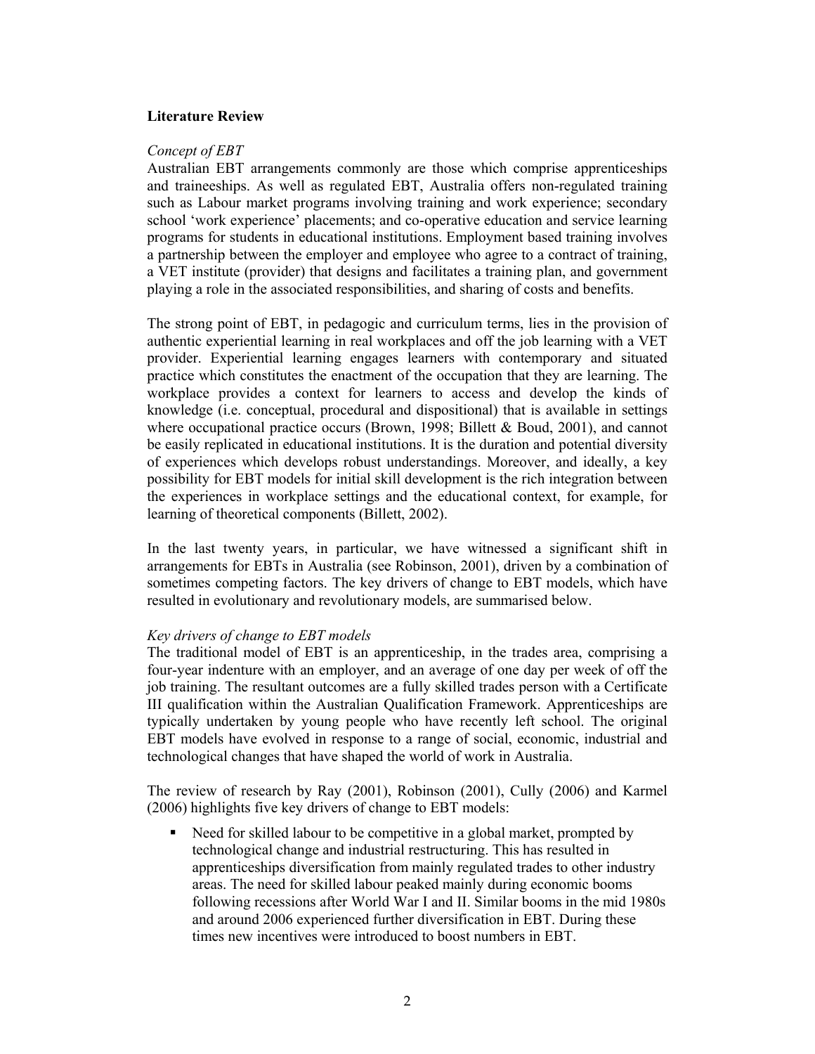## Literature Review

### *Concept of EBT*

Australian EBT arrangements commonly are those which comprise apprenticeships and traineeships. As well as regulated EBT, Australia offers non-regulated training such as Labour market programs involving training and work experience; secondary school 'work experience' placements; and co-operative education and service learning programs for students in educational institutions. Employment based training involves a partnership between the employer and employee who agree to a contract of training, a VET institute (provider) that designs and facilitates a training plan, and government playing a role in the associated responsibilities, and sharing of costs and benefits.

The strong point of EBT, in pedagogic and curriculum terms, lies in the provision of authentic experiential learning in real workplaces and off the job learning with a VET provider. Experiential learning engages learners with contemporary and situated practice which constitutes the enactment of the occupation that they are learning. The workplace provides a context for learners to access and develop the kinds of knowledge (i.e. conceptual, procedural and dispositional) that is available in settings where occupational practice occurs (Brown, 1998; Billett & Boud, 2001), and cannot be easily replicated in educational institutions. It is the duration and potential diversity of experiences which develops robust understandings. Moreover, and ideally, a key possibility for EBT models for initial skill development is the rich integration between the experiences in workplace settings and the educational context, for example, for learning of theoretical components (Billett, 2002).

In the last twenty years, in particular, we have witnessed a significant shift in arrangements for EBTs in Australia (see Robinson, 2001), driven by a combination of sometimes competing factors. The key drivers of change to EBT models, which have resulted in evolutionary and revolutionary models, are summarised below.

### *Key drivers of change to EBT models*

The traditional model of EBT is an apprenticeship, in the trades area, comprising a four-year indenture with an employer, and an average of one day per week of off the job training. The resultant outcomes are a fully skilled trades person with a Certificate III qualification within the Australian Qualification Framework. Apprenticeships are typically undertaken by young people who have recently left school. The original EBT models have evolved in response to a range of social, economic, industrial and technological changes that have shaped the world of work in Australia.

The review of research by Ray (2001), Robinson (2001), Cully (2006) and Karmel (2006) highlights five key drivers of change to EBT models:

- Need for skilled labour to be competitive in a global market, prompted by technological change and industrial restructuring. This has resulted in apprenticeships diversification from mainly regulated trades to other industry areas. The need for skilled labour peaked mainly during economic booms following recessions after World War I and II. Similar booms in the mid 1980s and around 2006 experienced further diversification in EBT. During these times new incentives were introduced to boost numbers in EBT.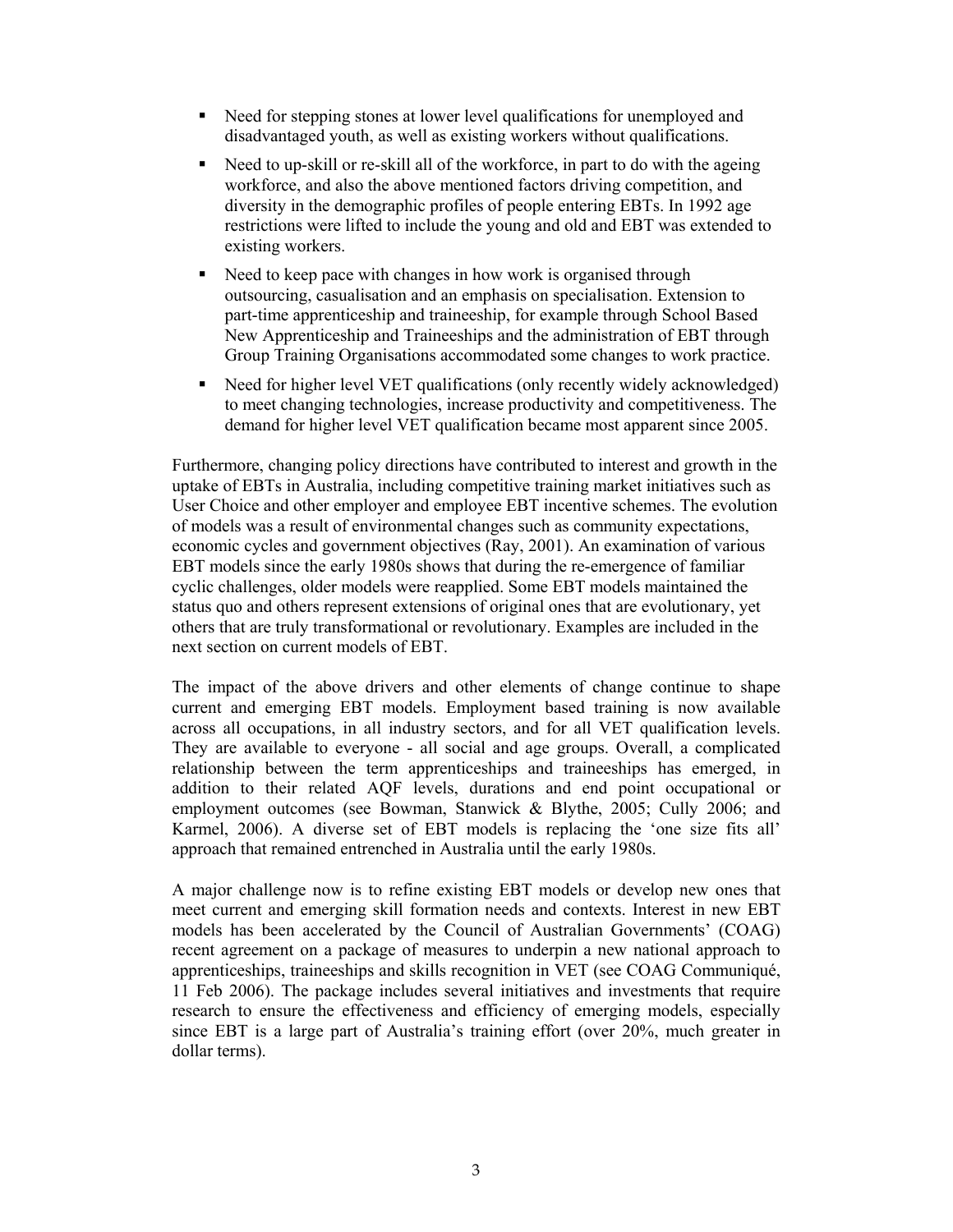- Need for stepping stones at lower level qualifications for unemployed and disadvantaged youth, as well as existing workers without qualifications.
- Need to up-skill or re-skill all of the workforce, in part to do with the ageing workforce, and also the above mentioned factors driving competition, and diversity in the demographic profiles of people entering EBTs. In 1992 age restrictions were lifted to include the young and old and EBT was extended to existing workers.
- Need to keep pace with changes in how work is organised through outsourcing, casualisation and an emphasis on specialisation. Extension to part-time apprenticeship and traineeship, for example through School Based New Apprenticeship and Traineeships and the administration of EBT through Group Training Organisations accommodated some changes to work practice.
- Need for higher level VET qualifications (only recently widely acknowledged) to meet changing technologies, increase productivity and competitiveness. The demand for higher level VET qualification became most apparent since 2005.

Furthermore, changing policy directions have contributed to interest and growth in the uptake of EBTs in Australia, including competitive training market initiatives such as User Choice and other employer and employee EBT incentive schemes. The evolution of models was a result of environmental changes such as community expectations, economic cycles and government objectives (Ray, 2001). An examination of various EBT models since the early 1980s shows that during the re-emergence of familiar cyclic challenges, older models were reapplied. Some EBT models maintained the status quo and others represent extensions of original ones that are evolutionary, yet others that are truly transformational or revolutionary. Examples are included in the next section on current models of EBT.

The impact of the above drivers and other elements of change continue to shape current and emerging EBT models. Employment based training is now available across all occupations, in all industry sectors, and for all VET qualification levels. They are available to everyone - all social and age groups. Overall, a complicated relationship between the term apprenticeships and traineeships has emerged, in addition to their related AQF levels, durations and end point occupational or employment outcomes (see Bowman, Stanwick & Blythe, 2005; Cully 2006; and Karmel, 2006). A diverse set of EBT models is replacing the 'one size fits all' approach that remained entrenched in Australia until the early 1980s.

A major challenge now is to refine existing EBT models or develop new ones that meet current and emerging skill formation needs and contexts. Interest in new EBT models has been accelerated by the Council of Australian Governments' (COAG) recent agreement on a package of measures to underpin a new national approach to apprenticeships, traineeships and skills recognition in VET (see COAG Communiqué, 11 Feb 2006). The package includes several initiatives and investments that require research to ensure the effectiveness and efficiency of emerging models, especially since EBT is a large part of Australia's training effort (over 20%, much greater in dollar terms).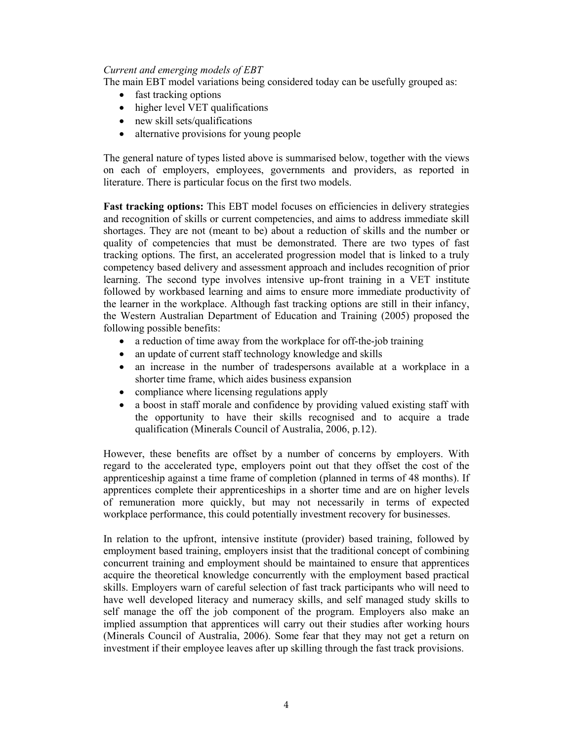*Current and emerging models of EBT*

The main EBT model variations being considered today can be usefully grouped as:

- fast tracking options
- higher level VET qualifications
- new skill sets/qualifications
- alternative provisions for young people

The general nature of types listed above is summarised below, together with the views on each of employers, employees, governments and providers, as reported in literature. There is particular focus on the first two models.

**Fast tracking options:** This EBT model focuses on efficiencies in delivery strategies and recognition of skills or current competencies, and aims to address immediate skill shortages. They are not (meant to be) about a reduction of skills and the number or quality of competencies that must be demonstrated. There are two types of fast tracking options. The first, an accelerated progression model that is linked to a truly competency based delivery and assessment approach and includes recognition of prior learning. The second type involves intensive up-front training in a VET institute followed by workbased learning and aims to ensure more immediate productivity of the learner in the workplace. Although fast tracking options are still in their infancy, the Western Australian Department of Education and Training (2005) proposed the following possible benefits:

- a reduction of time away from the workplace for off-the-job training
- an update of current staff technology knowledge and skills
- an increase in the number of tradespersons available at a workplace in a shorter time frame, which aides business expansion
- compliance where licensing regulations apply
- a boost in staff morale and confidence by providing valued existing staff with the opportunity to have their skills recognised and to acquire a trade qualification (Minerals Council of Australia, 2006, p.12).

However, these benefits are offset by a number of concerns by employers. With regard to the accelerated type, employers point out that they offset the cost of the apprenticeship against a time frame of completion (planned in terms of 48 months). If apprentices complete their apprenticeships in a shorter time and are on higher levels of remuneration more quickly, but may not necessarily in terms of expected workplace performance, this could potentially investment recovery for businesses.

In relation to the upfront, intensive institute (provider) based training, followed by employment based training, employers insist that the traditional concept of combining concurrent training and employment should be maintained to ensure that apprentices acquire the theoretical knowledge concurrently with the employment based practical skills. Employers warn of careful selection of fast track participants who will need to have well developed literacy and numeracy skills, and self managed study skills to self manage the off the job component of the program. Employers also make an implied assumption that apprentices will carry out their studies after working hours (Minerals Council of Australia, 2006). Some fear that they may not get a return on investment if their employee leaves after up skilling through the fast track provisions.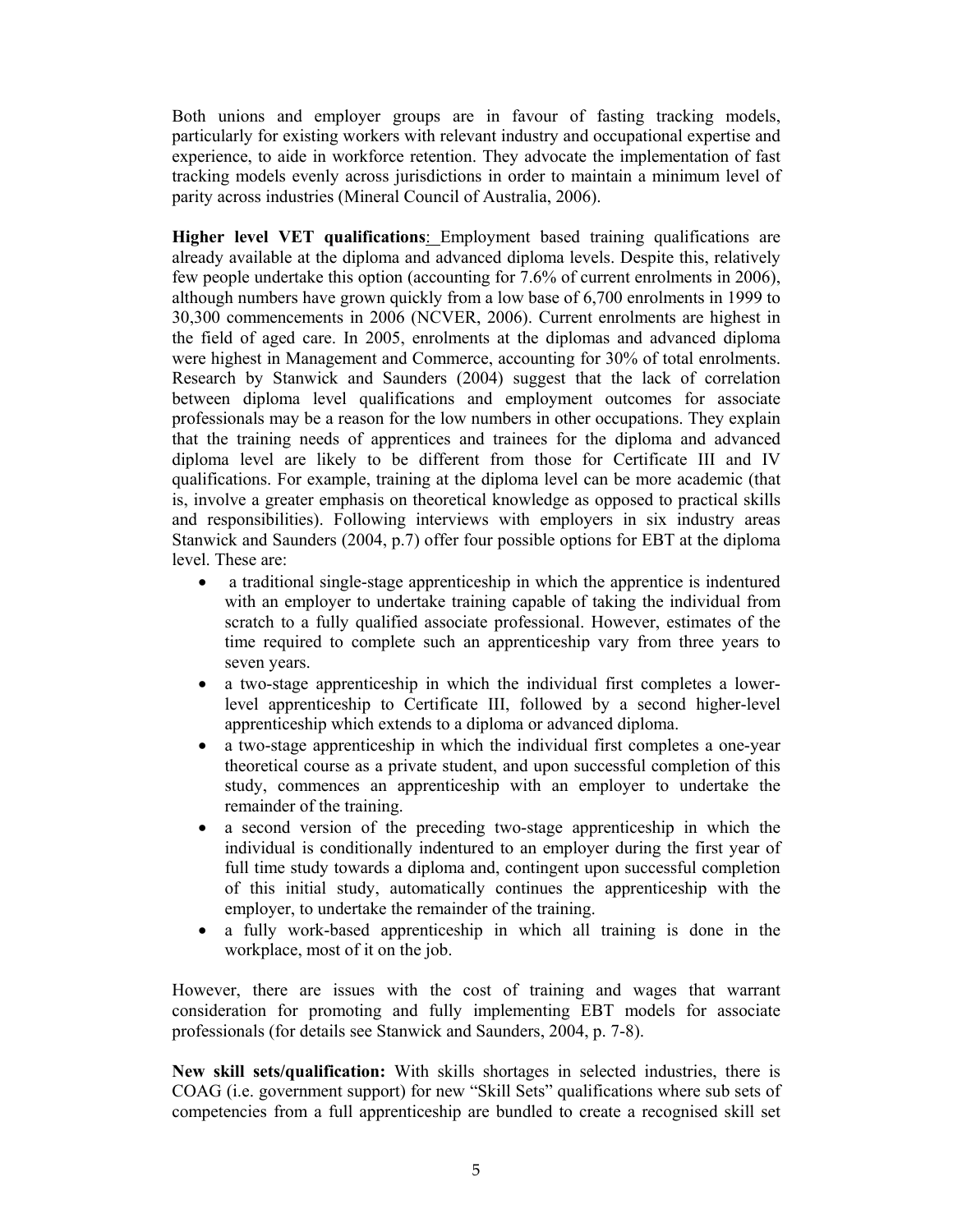Both unions and employer groups are in favour of fasting tracking models, particularly for existing workers with relevant industry and occupational expertise and experience, to aide in workforce retention. They advocate the implementation of fast tracking models evenly across jurisdictions in order to maintain a minimum level of parity across industries (Mineral Council of Australia, 2006).

**Higher level VET qualifications**: Employment based training qualifications are already available at the diploma and advanced diploma levels. Despite this, relatively few people undertake this option (accounting for 7.6% of current enrolments in 2006), although numbers have grown quickly from a low base of 6,700 enrolments in 1999 to 30,300 commencements in 2006 (NCVER, 2006). Current enrolments are highest in the field of aged care. In 2005, enrolments at the diplomas and advanced diploma were highest in Management and Commerce, accounting for 30% of total enrolments. Research by Stanwick and Saunders (2004) suggest that the lack of correlation between diploma level qualifications and employment outcomes for associate professionals may be a reason for the low numbers in other occupations. They explain that the training needs of apprentices and trainees for the diploma and advanced diploma level are likely to be different from those for Certificate III and IV qualifications. For example, training at the diploma level can be more academic (that is, involve a greater emphasis on theoretical knowledge as opposed to practical skills and responsibilities). Following interviews with employers in six industry areas Stanwick and Saunders (2004, p.7) offer four possible options for EBT at the diploma level. These are:

- a traditional single-stage apprenticeship in which the apprentice is indentured with an employer to undertake training capable of taking the individual from scratch to a fully qualified associate professional. However, estimates of the time required to complete such an apprenticeship vary from three years to seven years.
- a two-stage apprenticeship in which the individual first completes a lower-level apprenticeship to Certificate III, followed by a second higher-level apprenticeship which extends to a diploma or advanced diploma.
- a two-stage apprenticeship in which the individual first completes a one-year theoretical course as a private student, and upon successful completion of this study, commences an apprenticeship with an employer to undertake the remainder of the training.
- a second version of the preceding two-stage apprenticeship in which the individual is conditionally indentured to an employer during the first year of full time study towards a diploma and, contingent upon successful completion of this initial study, automatically continues the apprenticeship with the employer, to undertake the remainder of the training.
- a fully work-based apprenticeship in which all training is done in the workplace, most of it on the job.

However, there are issues with the cost of training and wages that warrant consideration for promoting and fully implementing EBT models for associate professionals (for details see Stanwick and Saunders, 2004, p. 7-8).

**New skill sets/qualification:** With skills shortages in selected industries, there is COAG (i.e. government support) for new "Skill Sets" qualifications where sub sets of competencies from a full apprenticeship are bundled to create a recognised skill set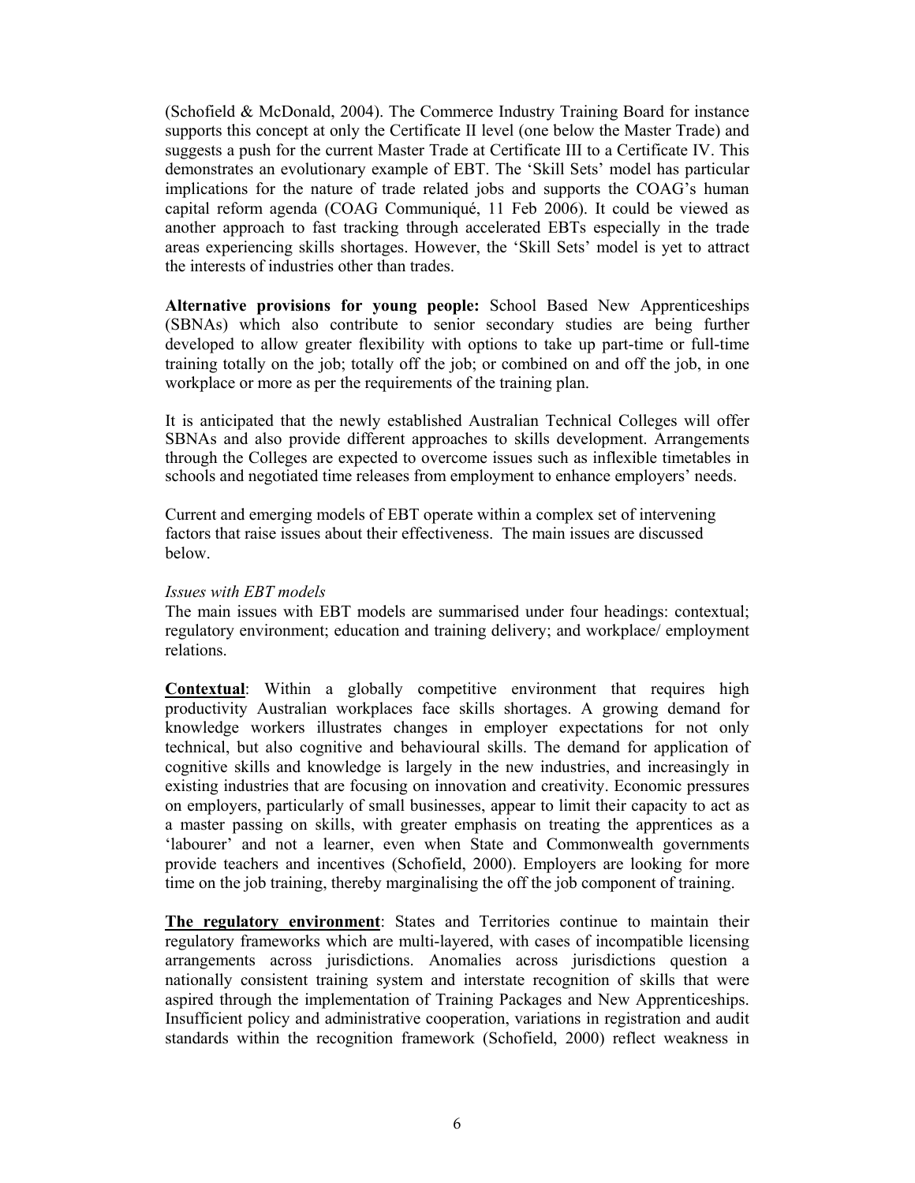(Schofield & McDonald, 2004). The Commerce Industry Training Board for instance supports this concept at only the Certificate II level (one below the Master Trade) and suggests a push for the current Master Trade at Certificate III to a Certificate IV. This demonstrates an evolutionary example of EBT. The 'Skill Sets' model has particular implications for the nature of trade related jobs and supports the COAG's human capital reform agenda (COAG Communiqué, 11 Feb 2006). It could be viewed as another approach to fast tracking through accelerated EBTs especially in the trade areas experiencing skills shortages. However, the 'Skill Sets' model is yet to attract the interests of industries other than trades.

**Alternative provisions for young people:** School Based New Apprenticeships (SBNAs) which also contribute to senior secondary studies are being further developed to allow greater flexibility with options to take up part-time or full-time training totally on the job; totally off the job; or combined on and off the job, in one workplace or more as per the requirements of the training plan.

It is anticipated that the newly established Australian Technical Colleges will offer SBNAs and also provide different approaches to skills development. Arrangements through the Colleges are expected to overcome issues such as inflexible timetables in schools and negotiated time releases from employment to enhance employers' needs.

Current and emerging models of EBT operate within a complex set of intervening factors that raise issues about their effectiveness. The main issues are discussed below.

*Issues with EBT models*

The main issues with EBT models are summarised under four headings: contextual; regulatory environment; education and training delivery; and workplace/ employment relations.

**Contextual**: Within a globally competitive environment that requires high productivity Australian workplaces face skills shortages. A growing demand for knowledge workers illustrates changes in employer expectations for not only technical, but also cognitive and behavioural skills. The demand for application of cognitive skills and knowledge is largely in the new industries, and increasingly in existing industries that are focusing on innovation and creativity. Economic pressures on employers, particularly of small businesses, appear to limit their capacity to act as a master passing on skills, with greater emphasis on treating the apprentices as a 'labourer' and not a learner, even when State and Commonwealth governments provide teachers and incentives (Schofield, 2000). Employers are looking for more time on the job training, thereby marginalising the off the job component of training.

**The regulatory environment**: States and Territories continue to maintain their regulatory frameworks which are multi-layered, with cases of incompatible licensing arrangements across jurisdictions. Anomalies across jurisdictions question a nationally consistent training system and interstate recognition of skills that were aspired through the implementation of Training Packages and New Apprenticeships. Insufficient policy and administrative cooperation, variations in registration and audit standards within the recognition framework (Schofield, 2000) reflect weakness in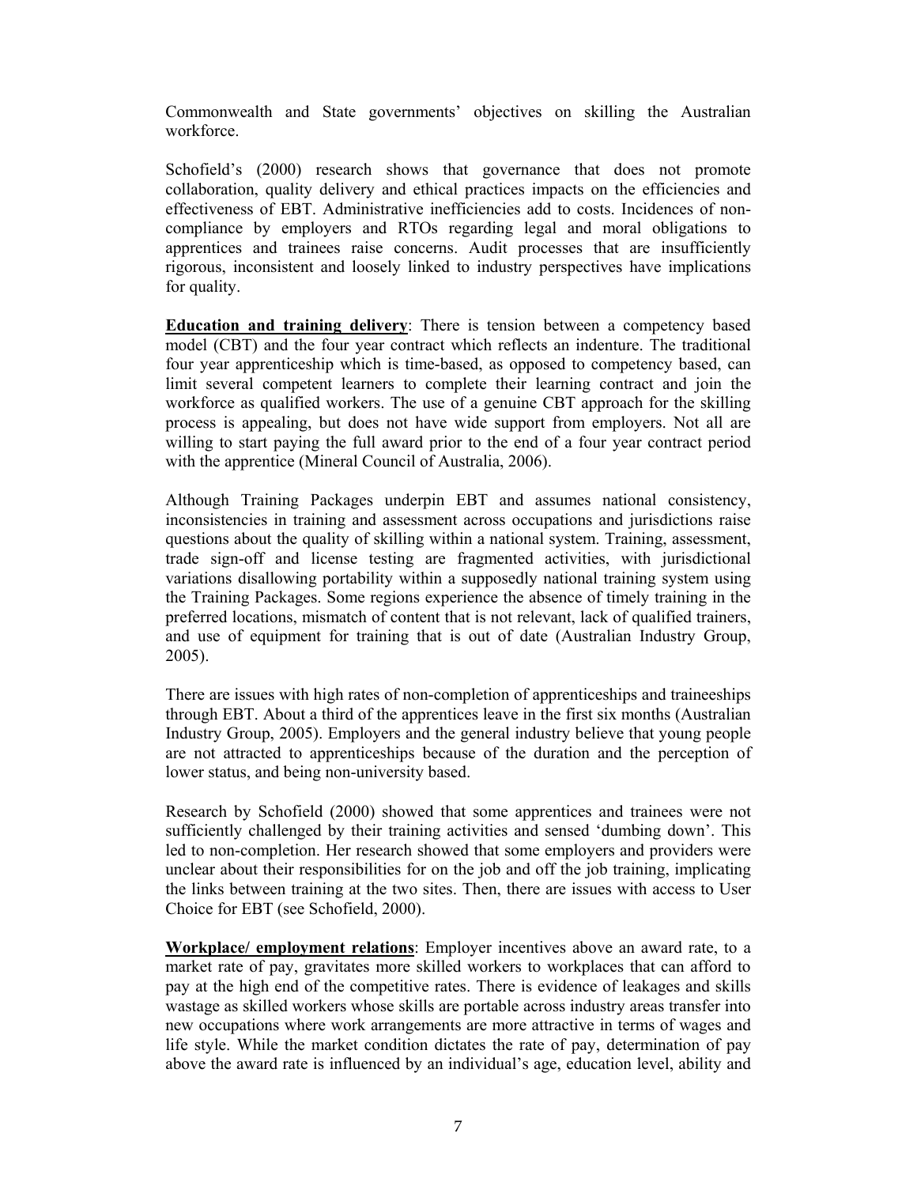Commonwealth and State governments' objectives on skilling the Australian workforce.

Schofield's (2000) research shows that governance that does not promote collaboration, quality delivery and ethical practices impacts on the efficiencies and effectiveness of EBT. Administrative inefficiencies add to costs. Incidences of non-compliance by employers and RTOs regarding legal and moral obligations to apprentices and trainees raise concerns. Audit processes that are insufficiently rigorous, inconsistent and loosely linked to industry perspectives have implications for quality.

**Education and training delivery**: There is tension between a competency based model (CBT) and the four year contract which reflects an indenture. The traditional four year apprenticeship which is time-based, as opposed to competency based, can limit several competent learners to complete their learning contract and join the workforce as qualified workers. The use of a genuine CBT approach for the skilling process is appealing, but does not have wide support from employers. Not all are willing to start paying the full award prior to the end of a four year contract period with the apprentice (Mineral Council of Australia, 2006).

Although Training Packages underpin EBT and assumes national consistency, inconsistencies in training and assessment across occupations and jurisdictions raise questions about the quality of skilling within a national system. Training, assessment, trade sign-off and license testing are fragmented activities, with jurisdictional variations disallowing portability within a supposedly national training system using the Training Packages. Some regions experience the absence of timely training in the preferred locations, mismatch of content that is not relevant, lack of qualified trainers, and use of equipment for training that is out of date (Australian Industry Group, 2005).

There are issues with high rates of non-completion of apprenticeships and traineeships through EBT. About a third of the apprentices leave in the first six months (Australian Industry Group, 2005). Employers and the general industry believe that young people are not attracted to apprenticeships because of the duration and the perception of lower status, and being non-university based.

Research by Schofield (2000) showed that some apprentices and trainees were not sufficiently challenged by their training activities and sensed 'dumbing down'. This led to non-completion. Her research showed that some employers and providers were unclear about their responsibilities for on the job and off the job training, implicating the links between training at the two sites. Then, there are issues with access to User Choice for EBT (see Schofield, 2000).

**Workplace/ employment relations**: Employer incentives above an award rate, to a market rate of pay, gravitates more skilled workers to workplaces that can afford to pay at the high end of the competitive rates. There is evidence of leakages and skills wastage as skilled workers whose skills are portable across industry areas transfer into new occupations where work arrangements are more attractive in terms of wages and life style. While the market condition dictates the rate of pay, determination of pay above the award rate is influenced by an individual's age, education level, ability and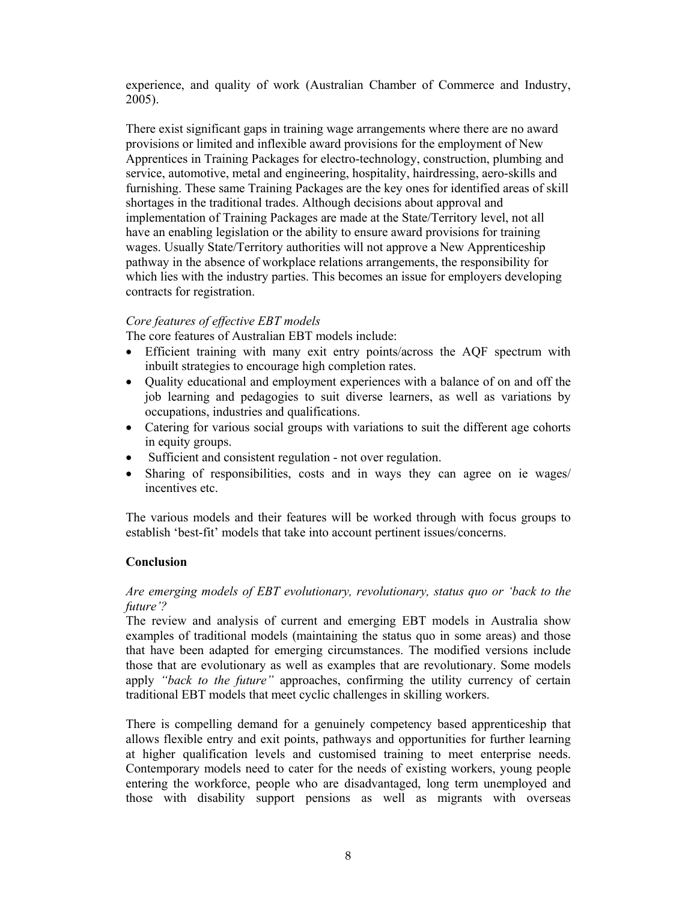experience, and quality of work (Australian Chamber of Commerce and Industry, 2005).

There exist significant gaps in training wage arrangements where there are no award provisions or limited and inflexible award provisions for the employment of New Apprentices in Training Packages for electro-technology, construction, plumbing and service, automotive, metal and engineering, hospitality, hairdressing, aero-skills and furnishing. These same Training Packages are the key ones for identified areas of skill shortages in the traditional trades. Although decisions about approval and implementation of Training Packages are made at the State/Territory level, not all have an enabling legislation or the ability to ensure award provisions for training wages. Usually State/Territory authorities will not approve a New Apprenticeship pathway in the absence of workplace relations arrangements, the responsibility for which lies with the industry parties. This becomes an issue for employers developing contracts for registration.

*Core features of effective EBT models*

The core features of Australian EBT models include:

- Efficient training with many exit entry points/across the AQF spectrum with inbuilt strategies to encourage high completion rates.
- Quality educational and employment experiences with a balance of on and off the job learning and pedagogies to suit diverse learners, as well as variations by occupations, industries and qualifications.
- Catering for various social groups with variations to suit the different age cohorts in equity groups.
- Sufficient and consistent regulation - not over regulation.
- Sharing of responsibilities, costs and in ways they can agree on ie wages/ incentives etc.

The various models and their features will be worked through with focus groups to establish 'best-fit' models that take into account pertinent issues/concerns.

## Conclusion

*Are emerging models of EBT evolutionary, revolutionary, status quo or 'back to the future'?*

The review and analysis of current and emerging EBT models in Australia show examples of traditional models (maintaining the status quo in some areas) and those that have been adapted for emerging circumstances. The modified versions include those that are evolutionary as well as examples that are revolutionary. Some models apply *"back to the future"* approaches, confirming the utility currency of certain traditional EBT models that meet cyclic challenges in skilling workers.

There is compelling demand for a genuinely competency based apprenticeship that allows flexible entry and exit points, pathways and opportunities for further learning at higher qualification levels and customised training to meet enterprise needs. Contemporary models need to cater for the needs of existing workers, young people entering the workforce, people who are disadvantaged, long term unemployed and those with disability support pensions as well as migrants with overseas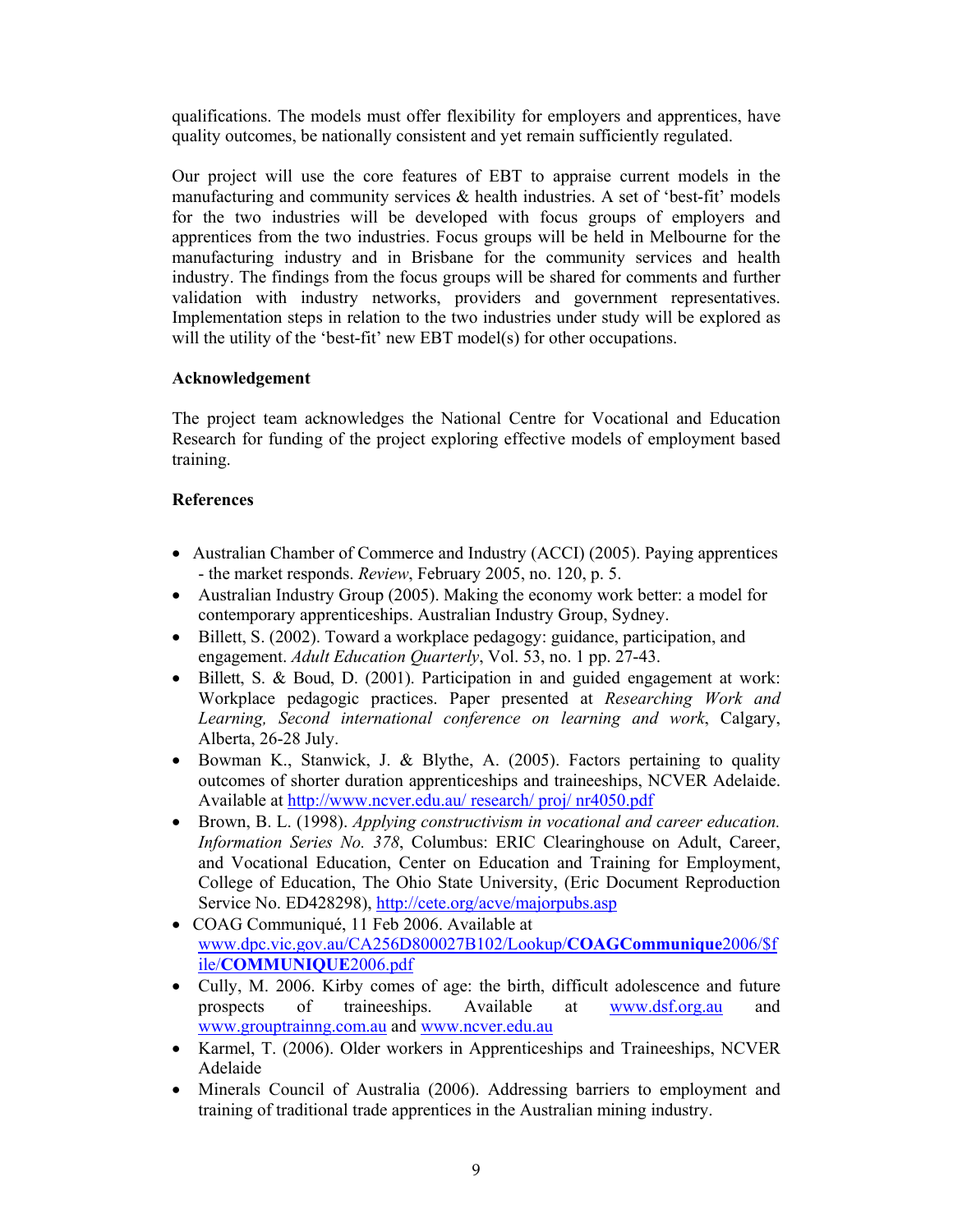qualifications. The models must offer flexibility for employers and apprentices, have quality outcomes, be nationally consistent and yet remain sufficiently regulated.

Our project will use the core features of EBT to appraise current models in the manufacturing and community services & health industries. A set of 'best-fit' models for the two industries will be developed with focus groups of employers and apprentices from the two industries. Focus groups will be held in Melbourne for the manufacturing industry and in Brisbane for the community services and health industry. The findings from the focus groups will be shared for comments and further validation with industry networks, providers and government representatives. Implementation steps in relation to the two industries under study will be explored as will the utility of the 'best-fit' new EBT model(s) for other occupations.

**Acknowledgement**

The project team acknowledges the National Centre for Vocational and Education Research for funding of the project exploring effective models of employment based training.

**References**

- Australian Chamber of Commerce and Industry (ACCI) (2005). Paying apprentices - the market responds. *Review*, February 2005, no. 120, p. 5.
- Australian Industry Group (2005). Making the economy work better: a model for contemporary apprenticeships. Australian Industry Group, Sydney.
- Billett, S. (2002). Toward a workplace pedagogy: guidance, participation, and engagement. *Adult Education Quarterly*, Vol. 53, no. 1 pp. 27-43.
- Billett, S. & Boud, D. (2001). Participation in and guided engagement at work: Workplace pedagogic practices. Paper presented at *Researching Work and Learning, Second international conference on learning and work*, Calgary, Alberta, 26-28 July.
- Bowman K., Stanwick, J. & Blythe, A. (2005). Factors pertaining to quality outcomes of shorter duration apprenticeships and traineeships, NCVER Adelaide. Available at http://www.ncver.edu.au/ research/ proj/ nr4050.pdf
- Brown, B. L. (1998). *Applying constructivism in vocational and career education. Information Series No. 378*, Columbus: ERIC Clearinghouse on Adult, Career, and Vocational Education, Center on Education and Training for Employment, College of Education, The Ohio State University, (Eric Document Reproduction Service No. ED428298), http://cete.org/acve/majorpubs.asp
- COAG Communiqué, 11 Feb 2006. Available at www.dpc.vic.gov.au/CA256D800027B102/Lookup/**COAGCommunique**2006/$file/**COMMUNIQUE**2006.pdf
- Cully, M. 2006. Kirby comes of age: the birth, difficult adolescence and future prospects of traineeships. Available at www.dsf.org.au and www.grouptrainng.com.au and www.ncver.edu.au
- Karmel, T. (2006). Older workers in Apprenticeships and Traineeships, NCVER Adelaide
- Minerals Council of Australia (2006). Addressing barriers to employment and training of traditional trade apprentices in the Australian mining industry.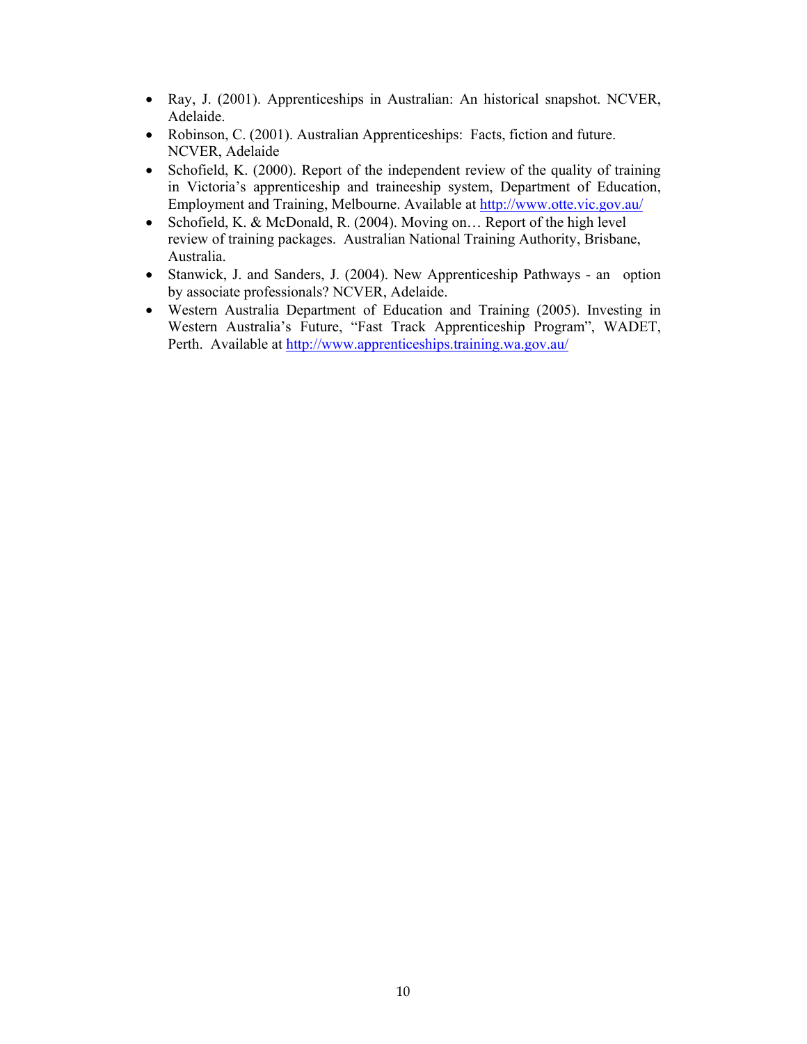- Ray, J. (2001). Apprenticeships in Australian: An historical snapshot. NCVER, Adelaide.
- Robinson, C. (2001). Australian Apprenticeships: Facts, fiction and future. NCVER, Adelaide
- Schofield, K. (2000). Report of the independent review of the quality of training in Victoria's apprenticeship and traineeship system, Department of Education, Employment and Training, Melbourne. Available at http://www.otte.vic.gov.au/
- Schofield, K. & McDonald, R. (2004). Moving on… Report of the high level review of training packages. Australian National Training Authority, Brisbane, Australia.
- Stanwick, J. and Sanders, J. (2004). New Apprenticeship Pathways - an option by associate professionals? NCVER, Adelaide.
- Western Australia Department of Education and Training (2005). Investing in Western Australia's Future, "Fast Track Apprenticeship Program", WADET, Perth. Available at http://www.apprenticeships.training.wa.gov.au/